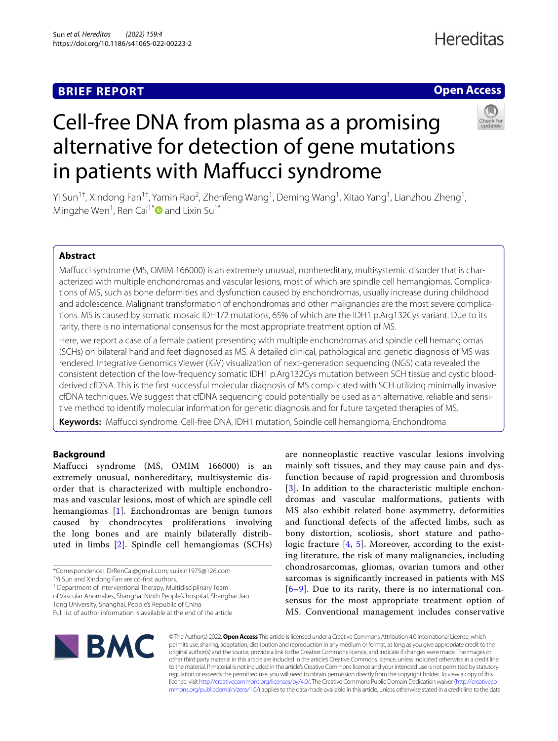BRIEF REPORT

Open Access

# Cell-free DNA from plasma as a promising alternative for detection of gene mutations in patients with Maffucci syndrome

Yi Sun[1†], Xindong Fan[1†], Yamin Rao[2], Zhenfeng Wang[1], Deming Wang[1], Xitao Yang[1], Lianzhou Zheng[1], Mingzhe Wen[1], Ren Cai[1*] and Lixin Su[1*]

## Abstract

Maffucci syndrome (MS, OMIM 166000) is an extremely unusual, nonhereditary, multisystemic disorder that is characterized with multiple enchondromas and vascular lesions, most of which are spindle cell hemangiomas. Complications of MS, such as bone deformities and dysfunction caused by enchondromas, usually increase during childhood and adolescence. Malignant transformation of enchondromas and other malignancies are the most severe complications. MS is caused by somatic mosaic IDH1/2 mutations, 65% of which are the IDH1 p.Arg132Cys variant. Due to its rarity, there is no international consensus for the most appropriate treatment option of MS.

Here, we report a case of a female patient presenting with multiple enchondromas and spindle cell hemangiomas (SCHs) on bilateral hand and feet diagnosed as MS. A detailed clinical, pathological and genetic diagnosis of MS was rendered. Integrative Genomics Viewer (IGV) visualization of next-generation sequencing (NGS) data revealed the consistent detection of the low-frequency somatic IDH1 p.Arg132Cys mutation between SCH tissue and cystic blood-derived cfDNA. This is the first successful molecular diagnosis of MS complicated with SCH utilizing minimally invasive cfDNA techniques. We suggest that cfDNA sequencing could potentially be used as an alternative, reliable and sensitive method to identify molecular information for genetic diagnosis and for future targeted therapies of MS.

**Keywords:** Maffucci syndrome, Cell-free DNA, IDH1 mutation, Spindle cell hemangioma, Enchondroma

## Background

Maffucci syndrome (MS, OMIM 166000) is an extremely unusual, nonhereditary, multisystemic disorder that is characterized with multiple enchondromas and vascular lesions, most of which are spindle cell hemangiomas [1]. Enchondromas are benign tumors caused by chondrocytes proliferations involving the long bones and are mainly bilaterally distributed in limbs [2]. Spindle cell hemangiomas (SCHs) are nonneoplastic reactive vascular lesions involving mainly soft tissues, and they may cause pain and dysfunction because of rapid progression and thrombosis [3]. In addition to the characteristic multiple enchondromas and vascular malformations, patients with MS also exhibit related bone asymmetry, deformities and functional defects of the affected limbs, such as bony distortion, scoliosis, short stature and pathologic fracture [4, 5]. Moreover, according to the existing literature, the risk of many malignancies, including chondrosarcomas, gliomas, ovarian tumors and other sarcomas is significantly increased in patients with MS [6–9]. Due to its rarity, there is no international consensus for the most appropriate treatment option of MS. Conventional management includes conservative

*Correspondence: DrRenCai@gmail.com; sulixin1975@126.com

†Yi Sun and Xindong Fan are co-first authors.

[1] Department of Interventional Therapy, Multidisciplinary Team of Vascular Anomalies, Shanghai Ninth People's hospital, Shanghai Jiao Tong University, Shanghai, People's Republic of China

Full list of author information is available at the end of the article

© The Author(s) 2022. **Open Access** This article is licensed under a Creative Commons Attribution 4.0 International License, which permits use, sharing, adaptation, distribution and reproduction in any medium or format, as long as you give appropriate credit to the original author(s) and the source, provide a link to the Creative Commons licence, and indicate if changes were made. The images or other third party material in this article are included in the article's Creative Commons licence, unless indicated otherwise in a credit line to the material. If material is not included in the article's Creative Commons licence and your intended use is not permitted by statutory regulation or exceeds the permitted use, you will need to obtain permission directly from the copyright holder. To view a copy of this licence, visit http://creativecommons.org/licenses/by/4.0/. The Creative Commons Public Domain Dedication waiver (http://creativecommons.org/publicdomain/zero/1.0/) applies to the data made available in this article, unless otherwise stated in a credit line to the data.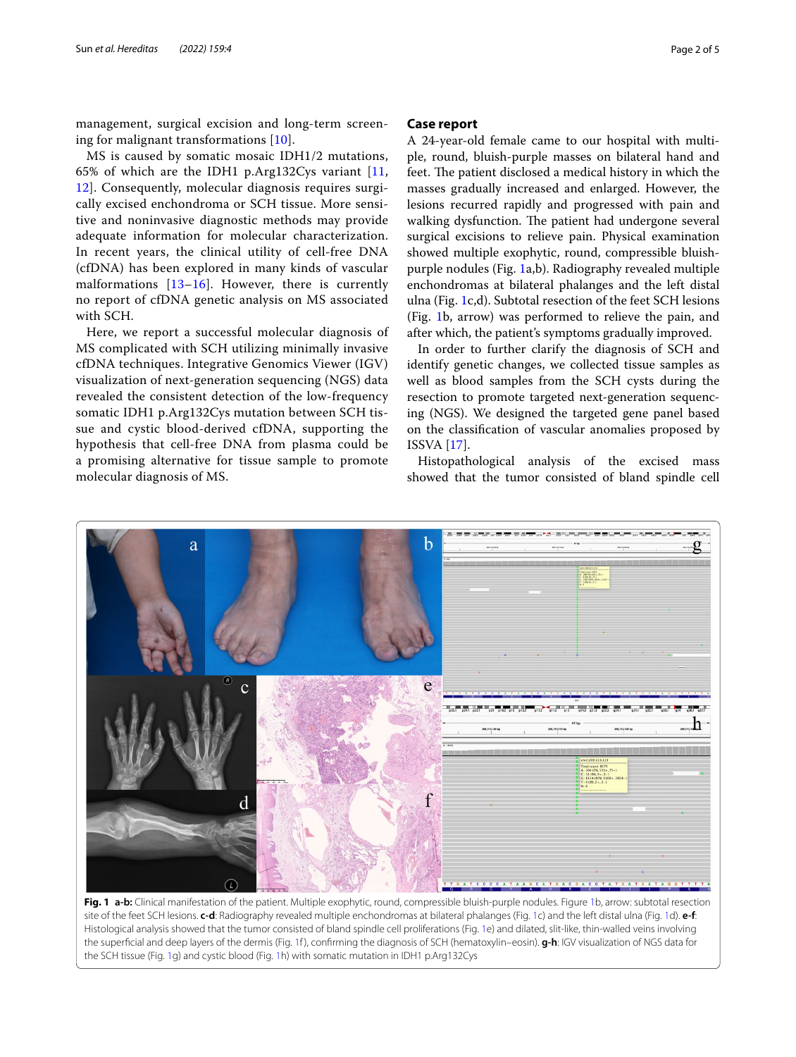management, surgical excision and long-term screening for malignant transformations [10].

MS is caused by somatic mosaic IDH1/2 mutations, 65% of which are the IDH1 p.Arg132Cys variant [11, 12]. Consequently, molecular diagnosis requires surgically excised enchondroma or SCH tissue. More sensitive and noninvasive diagnostic methods may provide adequate information for molecular characterization. In recent years, the clinical utility of cell-free DNA (cfDNA) has been explored in many kinds of vascular malformations [13–16]. However, there is currently no report of cfDNA genetic analysis on MS associated with SCH.

Here, we report a successful molecular diagnosis of MS complicated with SCH utilizing minimally invasive cfDNA techniques. Integrative Genomics Viewer (IGV) visualization of next-generation sequencing (NGS) data revealed the consistent detection of the low-frequency somatic IDH1 p.Arg132Cys mutation between SCH tissue and cystic blood-derived cfDNA, supporting the hypothesis that cell-free DNA from plasma could be a promising alternative for tissue sample to promote molecular diagnosis of MS.

## Case report

A 24-year-old female came to our hospital with multiple, round, bluish-purple masses on bilateral hand and feet. The patient disclosed a medical history in which the masses gradually increased and enlarged. However, the lesions recurred rapidly and progressed with pain and walking dysfunction. The patient had undergone several surgical excisions to relieve pain. Physical examination showed multiple exophytic, round, compressible bluish-purple nodules (Fig. 1a,b). Radiography revealed multiple enchondromas at bilateral phalanges and the left distal ulna (Fig. 1c,d). Subtotal resection of the feet SCH lesions (Fig. 1b, arrow) was performed to relieve the pain, and after which, the patient's symptoms gradually improved.

In order to further clarify the diagnosis of SCH and identify genetic changes, we collected tissue samples as well as blood samples from the SCH cysts during the resection to promote targeted next-generation sequencing (NGS). We designed the targeted gene panel based on the classification of vascular anomalies proposed by ISSVA [17].

Histopathological analysis of the excised mass showed that the tumor consisted of bland spindle cell

**Fig. 1** **a-b:** Clinical manifestation of the patient. Multiple exophytic, round, compressible bluish-purple nodules. Figure 1b, arrow: subtotal resection site of the feet SCH lesions. **c-d**: Radiography revealed multiple enchondromas at bilateral phalanges (Fig. 1c) and the left distal ulna (Fig. 1d). **e-f**: Histological analysis showed that the tumor consisted of bland spindle cell proliferations (Fig. 1e) and dilated, slit-like, thin-walled veins involving the superficial and deep layers of the dermis (Fig. 1f), confirming the diagnosis of SCH (hematoxylin–eosin). **g-h**: IGV visualization of NGS data for the SCH tissue (Fig. 1g) and cystic blood (Fig. 1h) with somatic mutation in IDH1 p.Arg132Cys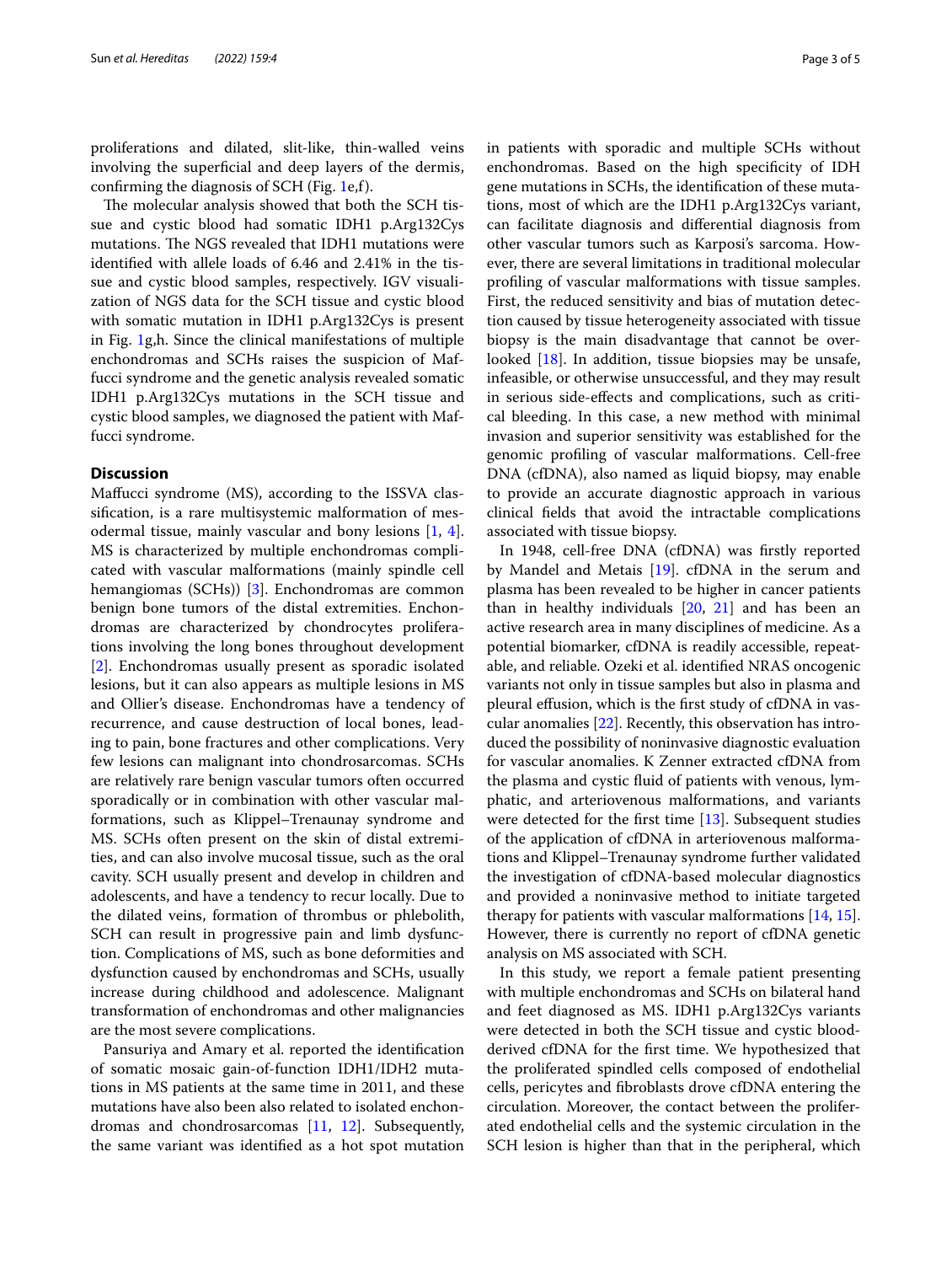proliferations and dilated, slit-like, thin-walled veins involving the superficial and deep layers of the dermis, confirming the diagnosis of SCH (Fig. 1e,f).

The molecular analysis showed that both the SCH tissue and cystic blood had somatic IDH1 p.Arg132Cys mutations. The NGS revealed that IDH1 mutations were identified with allele loads of 6.46 and 2.41% in the tissue and cystic blood samples, respectively. IGV visualization of NGS data for the SCH tissue and cystic blood with somatic mutation in IDH1 p.Arg132Cys is present in Fig. 1g,h. Since the clinical manifestations of multiple enchondromas and SCHs raises the suspicion of Maffucci syndrome and the genetic analysis revealed somatic IDH1 p.Arg132Cys mutations in the SCH tissue and cystic blood samples, we diagnosed the patient with Maffucci syndrome.

## Discussion

Maffucci syndrome (MS), according to the ISSVA classification, is a rare multisystemic malformation of mesodermal tissue, mainly vascular and bony lesions [1, 4]. MS is characterized by multiple enchondromas complicated with vascular malformations (mainly spindle cell hemangiomas (SCHs)) [3]. Enchondromas are common benign bone tumors of the distal extremities. Enchondromas are characterized by chondrocytes proliferations involving the long bones throughout development [2]. Enchondromas usually present as sporadic isolated lesions, but it can also appears as multiple lesions in MS and Ollier's disease. Enchondromas have a tendency of recurrence, and cause destruction of local bones, leading to pain, bone fractures and other complications. Very few lesions can malignant into chondrosarcomas. SCHs are relatively rare benign vascular tumors often occurred sporadically or in combination with other vascular malformations, such as Klippel–Trenaunay syndrome and MS. SCHs often present on the skin of distal extremities, and can also involve mucosal tissue, such as the oral cavity. SCH usually present and develop in children and adolescents, and have a tendency to recur locally. Due to the dilated veins, formation of thrombus or phlebolith, SCH can result in progressive pain and limb dysfunction. Complications of MS, such as bone deformities and dysfunction caused by enchondromas and SCHs, usually increase during childhood and adolescence. Malignant transformation of enchondromas and other malignancies are the most severe complications.

Pansuriya and Amary et al. reported the identification of somatic mosaic gain-of-function IDH1/IDH2 mutations in MS patients at the same time in 2011, and these mutations have also been also related to isolated enchondromas and chondrosarcomas [11, 12]. Subsequently, the same variant was identified as a hot spot mutation in patients with sporadic and multiple SCHs without enchondromas. Based on the high specificity of IDH gene mutations in SCHs, the identification of these mutations, most of which are the IDH1 p.Arg132Cys variant, can facilitate diagnosis and differential diagnosis from other vascular tumors such as Karposi's sarcoma. However, there are several limitations in traditional molecular profiling of vascular malformations with tissue samples. First, the reduced sensitivity and bias of mutation detection caused by tissue heterogeneity associated with tissue biopsy is the main disadvantage that cannot be overlooked [18]. In addition, tissue biopsies may be unsafe, infeasible, or otherwise unsuccessful, and they may result in serious side-effects and complications, such as critical bleeding. In this case, a new method with minimal invasion and superior sensitivity was established for the genomic profiling of vascular malformations. Cell-free DNA (cfDNA), also named as liquid biopsy, may enable to provide an accurate diagnostic approach in various clinical fields that avoid the intractable complications associated with tissue biopsy.

In 1948, cell-free DNA (cfDNA) was firstly reported by Mandel and Metais [19]. cfDNA in the serum and plasma has been revealed to be higher in cancer patients than in healthy individuals [20, 21] and has been an active research area in many disciplines of medicine. As a potential biomarker, cfDNA is readily accessible, repeatable, and reliable. Ozeki et al. identified NRAS oncogenic variants not only in tissue samples but also in plasma and pleural effusion, which is the first study of cfDNA in vascular anomalies [22]. Recently, this observation has introduced the possibility of noninvasive diagnostic evaluation for vascular anomalies. K Zenner extracted cfDNA from the plasma and cystic fluid of patients with venous, lymphatic, and arteriovenous malformations, and variants were detected for the first time [13]. Subsequent studies of the application of cfDNA in arteriovenous malformations and Klippel–Trenaunay syndrome further validated the investigation of cfDNA-based molecular diagnostics and provided a noninvasive method to initiate targeted therapy for patients with vascular malformations [14, 15]. However, there is currently no report of cfDNA genetic analysis on MS associated with SCH.

In this study, we report a female patient presenting with multiple enchondromas and SCHs on bilateral hand and feet diagnosed as MS. IDH1 p.Arg132Cys variants were detected in both the SCH tissue and cystic blood-derived cfDNA for the first time. We hypothesized that the proliferated spindled cells composed of endothelial cells, pericytes and fibroblasts drove cfDNA entering the circulation. Moreover, the contact between the proliferated endothelial cells and the systemic circulation in the SCH lesion is higher than that in the peripheral, which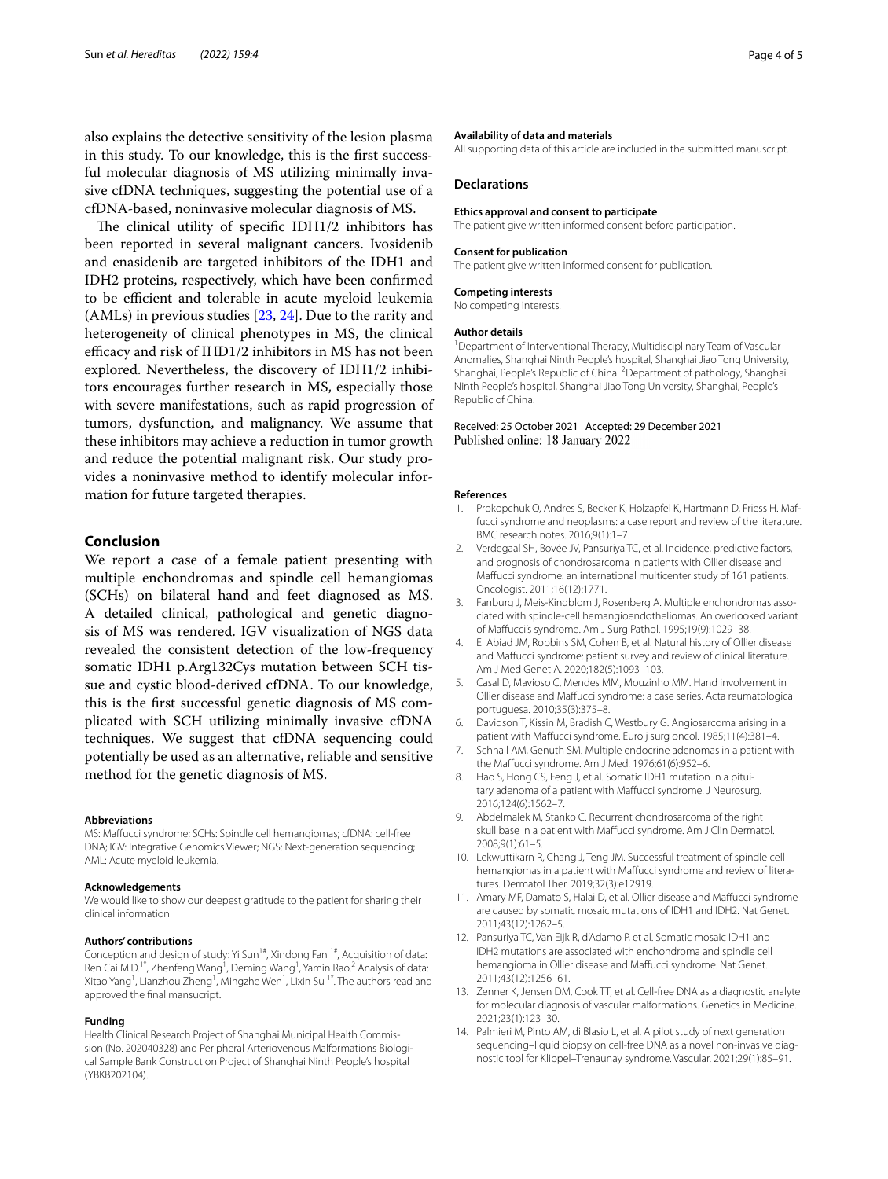also explains the detective sensitivity of the lesion plasma in this study. To our knowledge, this is the first successful molecular diagnosis of MS utilizing minimally invasive cfDNA techniques, suggesting the potential use of a cfDNA-based, noninvasive molecular diagnosis of MS.

The clinical utility of specific IDH1/2 inhibitors has been reported in several malignant cancers. Ivosidenib and enasidenib are targeted inhibitors of the IDH1 and IDH2 proteins, respectively, which have been confirmed to be efficient and tolerable in acute myeloid leukemia (AMLs) in previous studies [23, 24]. Due to the rarity and heterogeneity of clinical phenotypes in MS, the clinical efficacy and risk of IHD1/2 inhibitors in MS has not been explored. Nevertheless, the discovery of IDH1/2 inhibitors encourages further research in MS, especially those with severe manifestations, such as rapid progression of tumors, dysfunction, and malignancy. We assume that these inhibitors may achieve a reduction in tumor growth and reduce the potential malignant risk. Our study provides a noninvasive method to identify molecular information for future targeted therapies.

## Conclusion

We report a case of a female patient presenting with multiple enchondromas and spindle cell hemangiomas (SCHs) on bilateral hand and feet diagnosed as MS. A detailed clinical, pathological and genetic diagnosis of MS was rendered. IGV visualization of NGS data revealed the consistent detection of the low-frequency somatic IDH1 p.Arg132Cys mutation between SCH tissue and cystic blood-derived cfDNA. To our knowledge, this is the first successful genetic diagnosis of MS complicated with SCH utilizing minimally invasive cfDNA techniques. We suggest that cfDNA sequencing could potentially be used as an alternative, reliable and sensitive method for the genetic diagnosis of MS.

#### Abbreviations

MS: Maffucci syndrome; SCHs: Spindle cell hemangiomas; cfDNA: cell-free DNA; IGV: Integrative Genomics Viewer; NGS: Next-generation sequencing; AML: Acute myeloid leukemia.

#### Acknowledgements

We would like to show our deepest gratitude to the patient for sharing their clinical information

#### Authors' contributions

Conception and design of study: Yi Sun[1#], Xindong Fan [1#], Acquisition of data: Ren Cai M.D.[1*], Zhenfeng Wang[1], Deming Wang[1], Yamin Rao.[2] Analysis of data: Xitao Yang[1], Lianzhou Zheng[1], Mingzhe Wen[1], Lixin Su [1*]. The authors read and approved the final mansucript.

#### Funding

Health Clinical Research Project of Shanghai Municipal Health Commission (No. 202040328) and Peripheral Arteriovenous Malformations Biological Sample Bank Construction Project of Shanghai Ninth People's hospital (YBKB202104).

#### Availability of data and materials

All supporting data of this article are included in the submitted manuscript.

## Declarations

#### Ethics approval and consent to participate

The patient give written informed consent before participation.

#### Consent for publication

The patient give written informed consent for publication.

#### Competing interests

No competing interests.

#### Author details

[1]Department of Interventional Therapy, Multidisciplinary Team of Vascular Anomalies, Shanghai Ninth People's hospital, Shanghai Jiao Tong University, Shanghai, People's Republic of China. [2]Department of pathology, Shanghai Ninth People's hospital, Shanghai Jiao Tong University, Shanghai, People's Republic of China.

Received: 25 October 2021 Accepted: 29 December 2021
Published online: 18 January 2022

#### References

1. Prokopchuk O, Andres S, Becker K, Holzapfel K, Hartmann D, Friess H. Maffucci syndrome and neoplasms: a case report and review of the literature. BMC research notes. 2016;9(1):1–7.
2. Verdegaal SH, Bovée JV, Pansuriya TC, et al. Incidence, predictive factors, and prognosis of chondrosarcoma in patients with Ollier disease and Maffucci syndrome: an international multicenter study of 161 patients. Oncologist. 2011;16(12):1771.
3. Fanburg J, Meis-Kindblom J, Rosenberg A. Multiple enchondromas associated with spindle-cell hemangioendotheliomas. An overlooked variant of Maffucci's syndrome. Am J Surg Pathol. 1995;19(9):1029–38.
4. El Abiad JM, Robbins SM, Cohen B, et al. Natural history of Ollier disease and Maffucci syndrome: patient survey and review of clinical literature. Am J Med Genet A. 2020;182(5):1093–103.
5. Casal D, Mavioso C, Mendes MM, Mouzinho MM. Hand involvement in Ollier disease and Maffucci syndrome: a case series. Acta reumatologica portuguesa. 2010;35(3):375–8.
6. Davidson T, Kissin M, Bradish C, Westbury G. Angiosarcoma arising in a patient with Maffucci syndrome. Euro j surg oncol. 1985;11(4):381–4.
7. Schnall AM, Genuth SM. Multiple endocrine adenomas in a patient with the Maffucci syndrome. Am J Med. 1976;61(6):952–6.
8. Hao S, Hong CS, Feng J, et al. Somatic IDH1 mutation in a pituitary adenoma of a patient with Maffucci syndrome. J Neurosurg. 2016;124(6):1562–7.
9. Abdelmalek M, Stanko C. Recurrent chondrosarcoma of the right skull base in a patient with Maffucci syndrome. Am J Clin Dermatol. 2008;9(1):61–5.
10. Lekwuttikarn R, Chang J, Teng JM. Successful treatment of spindle cell hemangiomas in a patient with Maffucci syndrome and review of literatures. Dermatol Ther. 2019;32(3):e12919.
11. Amary MF, Damato S, Halai D, et al. Ollier disease and Maffucci syndrome are caused by somatic mosaic mutations of IDH1 and IDH2. Nat Genet. 2011;43(12):1262–5.
12. Pansuriya TC, Van Eijk R, d'Adamo P, et al. Somatic mosaic IDH1 and IDH2 mutations are associated with enchondroma and spindle cell hemangioma in Ollier disease and Maffucci syndrome. Nat Genet. 2011;43(12):1256–61.
13. Zenner K, Jensen DM, Cook TT, et al. Cell-free DNA as a diagnostic analyte for molecular diagnosis of vascular malformations. Genetics in Medicine. 2021;23(1):123–30.
14. Palmieri M, Pinto AM, di Blasio L, et al. A pilot study of next generation sequencing–liquid biopsy on cell-free DNA as a novel non-invasive diagnostic tool for Klippel–Trenaunay syndrome. Vascular. 2021;29(1):85–91.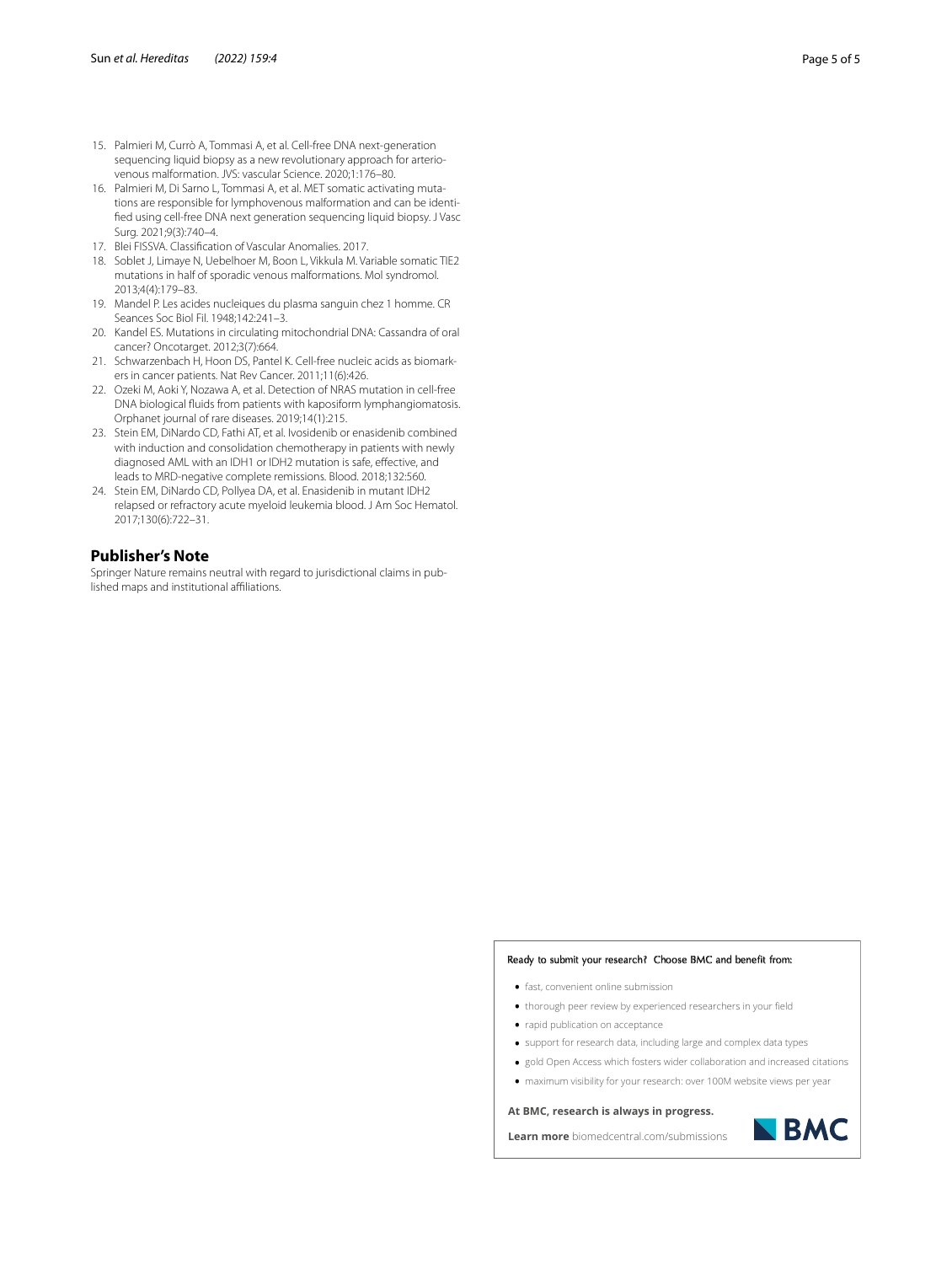15. Palmieri M, Currò A, Tommasi A, et al. Cell-free DNA next-generation sequencing liquid biopsy as a new revolutionary approach for arteriovenous malformation. JVS: vascular Science. 2020;1:176–80.
16. Palmieri M, Di Sarno L, Tommasi A, et al. MET somatic activating mutations are responsible for lymphovenous malformation and can be identified using cell-free DNA next generation sequencing liquid biopsy. J Vasc Surg. 2021;9(3):740–4.
17. Blei FISSVA. Classification of Vascular Anomalies. 2017.
18. Soblet J, Limaye N, Uebelhoer M, Boon L, Vikkula M. Variable somatic TIE2 mutations in half of sporadic venous malformations. Mol syndromol. 2013;4(4):179–83.
19. Mandel P. Les acides nucleiques du plasma sanguin chez 1 homme. CR Seances Soc Biol Fil. 1948;142:241–3.
20. Kandel ES. Mutations in circulating mitochondrial DNA: Cassandra of oral cancer? Oncotarget. 2012;3(7):664.
21. Schwarzenbach H, Hoon DS, Pantel K. Cell-free nucleic acids as biomarkers in cancer patients. Nat Rev Cancer. 2011;11(6):426.
22. Ozeki M, Aoki Y, Nozawa A, et al. Detection of NRAS mutation in cell-free DNA biological fluids from patients with kaposiform lymphangiomatosis. Orphanet journal of rare diseases. 2019;14(1):215.
23. Stein EM, DiNardo CD, Fathi AT, et al. Ivosidenib or enasidenib combined with induction and consolidation chemotherapy in patients with newly diagnosed AML with an IDH1 or IDH2 mutation is safe, effective, and leads to MRD-negative complete remissions. Blood. 2018;132:560.
24. Stein EM, DiNardo CD, Pollyea DA, et al. Enasidenib in mutant IDH2 relapsed or refractory acute myeloid leukemia blood. J Am Soc Hematol. 2017;130(6):722–31.

## Publisher's Note

Springer Nature remains neutral with regard to jurisdictional claims in published maps and institutional affiliations.

Ready to submit your research? Choose BMC and benefit from:

- fast, convenient online submission
- thorough peer review by experienced researchers in your field
- rapid publication on acceptance
- support for research data, including large and complex data types
- gold Open Access which fosters wider collaboration and increased citations
- maximum visibility for your research: over 100M website views per year

**At BMC, research is always in progress.**

**Learn more** biomedcentral.com/submissions

BMC